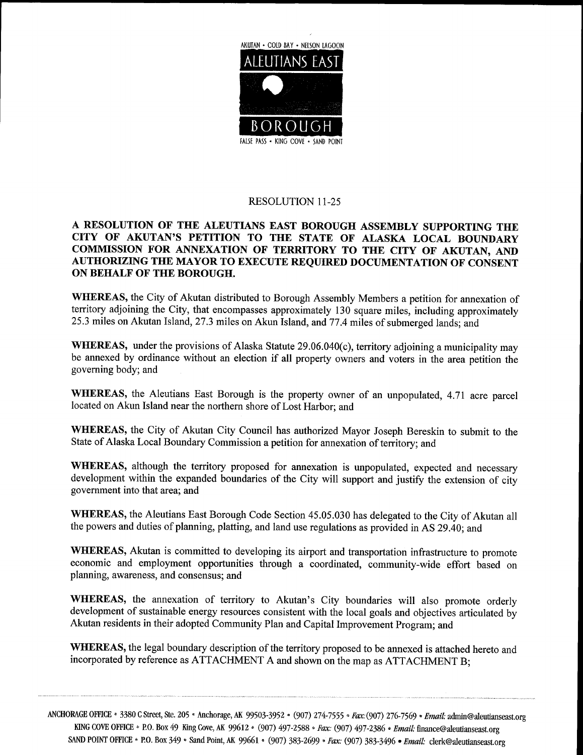AKUTAN • COLD BAY • NELSON LAGOON

ALEUTIANS EAST

BOROUGH

FALSE PASS • KING COVE • SAND POINT

RESOLUTION 11-25

**A RESOLUTION OF THE ALEUTIANS EAST BOROUGH ASSEMBLY SUPPORTING THE CITY OF AKUTAN'S PETITION TO THE STATE OF ALASKA LOCAL BOUNDARY COMMISSION FOR ANNEXATION OF TERRITORY TO THE CITY OF AKUTAN, AND AUTHORIZING THE MAYOR TO EXECUTE REQUIRED DOCUMENTATION OF CONSENT ON BEHALF OF THE BOROUGH.**

**WHEREAS,** the City of Akutan distributed to Borough Assembly Members a petition for annexation of territory adjoining the City, that encompasses approximately 130 square miles, including approximately 25.3 miles on Akutan Island, 27.3 miles on Akun Island, and 77.4 miles of submerged lands; and

**WHEREAS,** under the provisions of Alaska Statute 29.06.040(c), territory adjoining a municipality may be annexed by ordinance without an election if all property owners and voters in the area petition the governing body; and

**WHEREAS,** the Aleutians East Borough is the property owner of an unpopulated, 4.71 acre parcel located on Akun Island near the northern shore of Lost Harbor; and

**WHEREAS,** the City of Akutan City Council has authorized Mayor Joseph Bereskin to submit to the State of Alaska Local Boundary Commission a petition for annexation of territory; and

**WHEREAS,** although the territory proposed for annexation is unpopulated, expected and necessary development within the expanded boundaries of the City will support and justify the extension of city government into that area; and

**WHEREAS,** the Aleutians East Borough Code Section 45.05.030 has delegated to the City of Akutan all the powers and duties of planning, platting, and land use regulations as provided in AS 29.40; and

**WHEREAS,** Akutan is committed to developing its airport and transportation infrastructure to promote economic and employment opportunities through a coordinated, community-wide effort based on planning, awareness, and consensus; and

**WHEREAS,** the annexation of territory to Akutan's City boundaries will also promote orderly development of sustainable energy resources consistent with the local goals and objectives articulated by Akutan residents in their adopted Community Plan and Capital Improvement Program; and

**WHEREAS,** the legal boundary description of the territory proposed to be annexed is attached hereto and incorporated by reference as ATTACHMENT A and shown on the map as ATTACHMENT B;

ANCHORAGE OFFICE • 3380 C Street, Ste. 205 • Anchorage, AK 99503-3952 • (907) 274-7555 • *Fax:* (907) 276-7569 • *Email:* admin@aleutianseast.org
KING COVE OFFICE • P.O. Box 49 King Cove, AK 99612 • (907) 497-2588 • *Fax:* (907) 497-2386 • *Email:* finance@aleutianseast.org
SAND POINT OFFICE • P.O. Box 349 • Sand Point, AK 99661 • (907) 383-2699 • *Fax:* (907) 383-3496 • *Email:* clerk@aleutianseast.org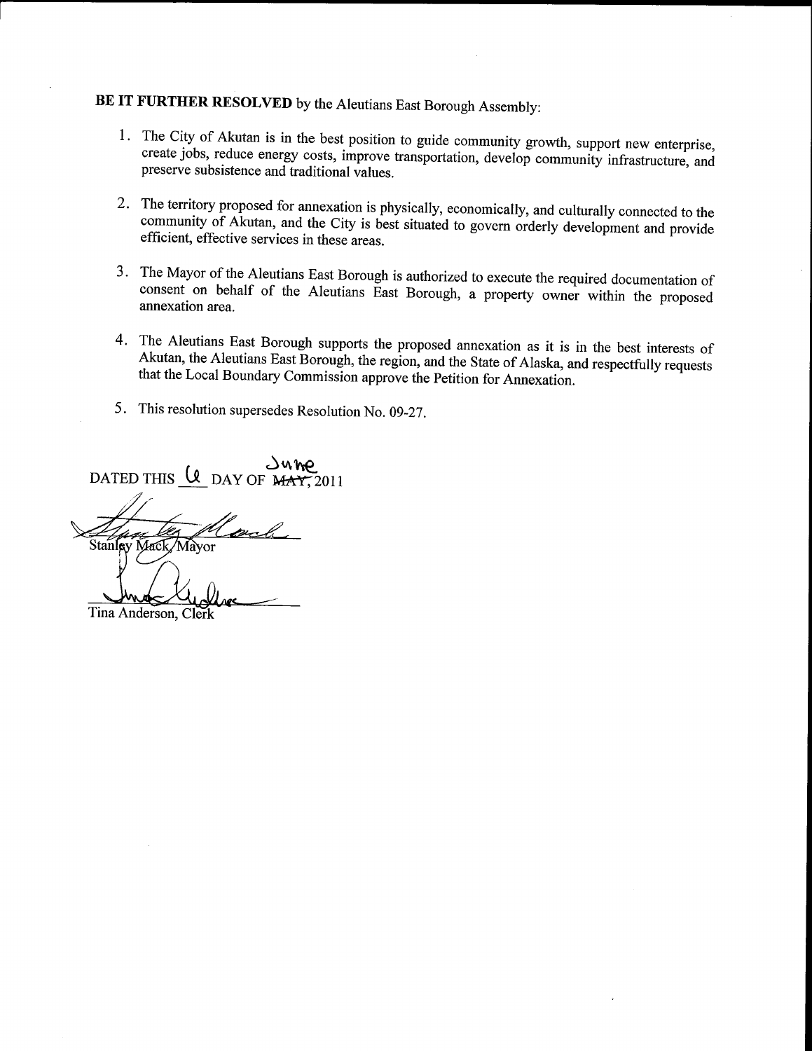**BE IT FURTHER RESOLVED** by the Aleutians East Borough Assembly:

1. The City of Akutan is in the best position to guide community growth, support new enterprise, create jobs, reduce energy costs, improve transportation, develop community infrastructure, and preserve subsistence and traditional values.

2. The territory proposed for annexation is physically, economically, and culturally connected to the community of Akutan, and the City is best situated to govern orderly development and provide efficient, effective services in these areas.

3. The Mayor of the Aleutians East Borough is authorized to execute the required documentation of consent on behalf of the Aleutians East Borough, a property owner within the proposed annexation area.

4. The Aleutians East Borough supports the proposed annexation as it is in the best interests of Akutan, the Aleutians East Borough, the region, and the State of Alaska, and respectfully requests that the Local Boundary Commission approve the Petition for Annexation.

5. This resolution supersedes Resolution No. 09-27.

DATED THIS 6 DAY OF ~~MAY,~~ June 2011

Stanley Mack, Mayor

Tina Anderson, Clerk